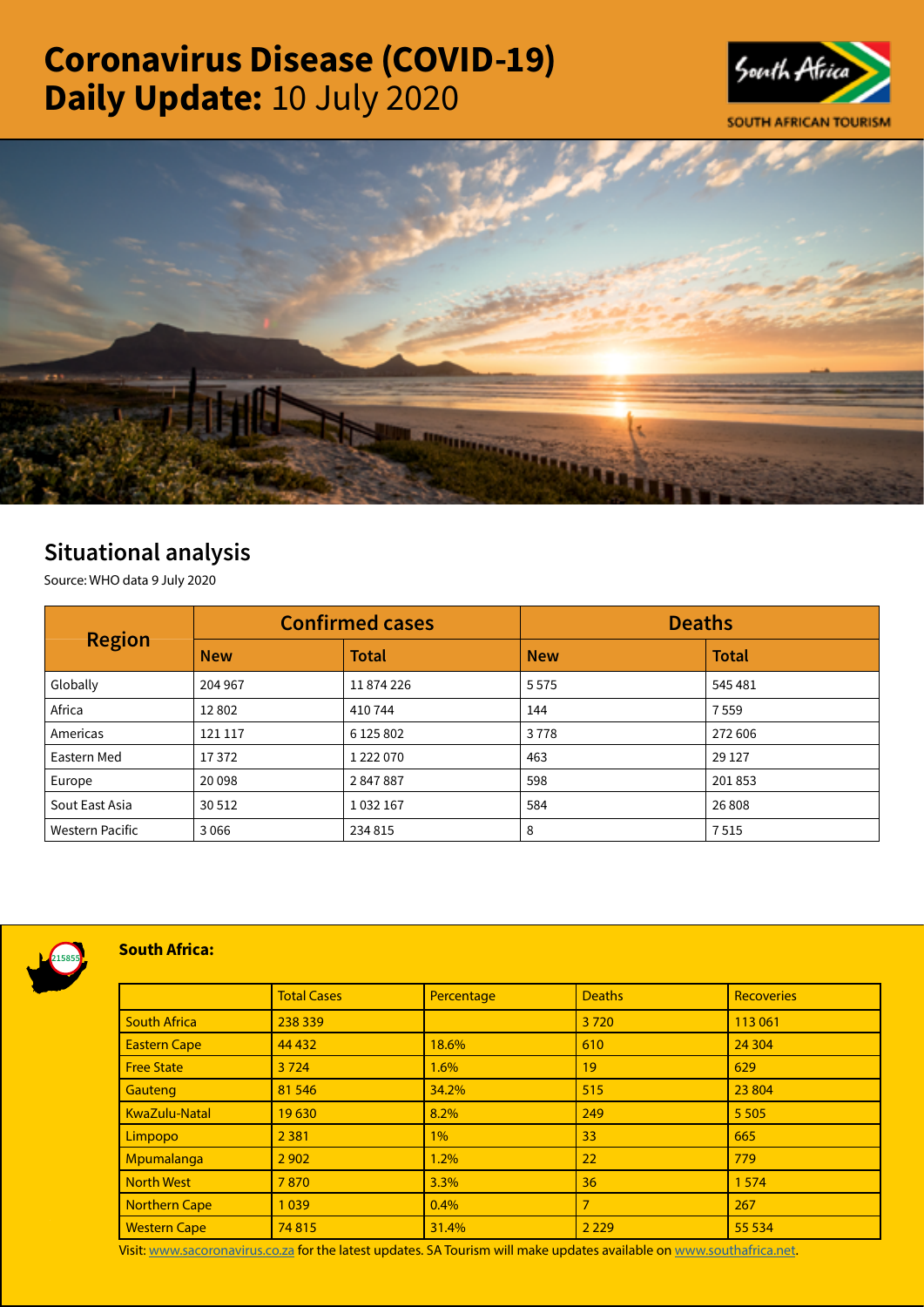# Coronavirus Disease (COVID-19) Daily Update: 10 July 2020

SOUTH AFRICAN TOURISM

## Situational analysis

Source: WHO data 9 July 2020

| Region | Confirmed cases | | Deaths | |
|---|---|---|---|---|
| | **New** | **Total** | **New** | **Total** |
| Globally | 204 967 | 11 874 226 | 5 575 | 545 481 |
| Africa | 12 802 | 410 744 | 144 | 7 559 |
| Americas | 121 117 | 6 125 802 | 3 778 | 272 606 |
| Eastern Med | 17 372 | 1 222 070 | 463 | 29 127 |
| Europe | 20 098 | 2 847 887 | 598 | 201 853 |
| Sout East Asia | 30 512 | 1 032 167 | 584 | 26 808 |
| Western Pacific | 3 066 | 234 815 | 8 | 7 515 |

### South Africa:

| | Total Cases | Percentage | Deaths | Recoveries |
|---|---|---|---|---|
| South Africa | 238 339 | | 3 720 | 113 061 |
| Eastern Cape | 44 432 | 18.6% | 610 | 24 304 |
| Free State | 3 724 | 1.6% | 19 | 629 |
| Gauteng | 81 546 | 34.2% | 515 | 23 804 |
| KwaZulu-Natal | 19 630 | 8.2% | 249 | 5 505 |
| Limpopo | 2 381 | 1% | 33 | 665 |
| Mpumalanga | 2 902 | 1.2% | 22 | 779 |
| North West | 7 870 | 3.3% | 36 | 1 574 |
| Northern Cape | 1 039 | 0.4% | 7 | 267 |
| Western Cape | 74 815 | 31.4% | 2 229 | 55 534 |

Visit: www.sacoronavirus.co.za for the latest updates. SA Tourism will make updates available on www.southafrica.net.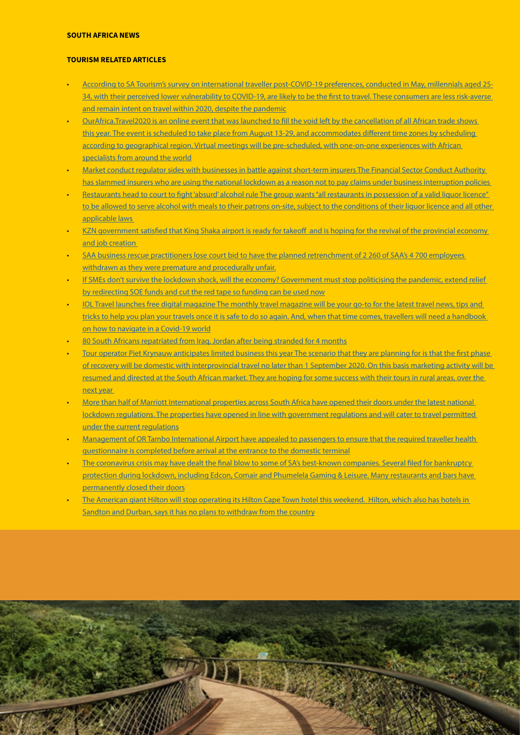**SOUTH AFRICA NEWS**

**TOURISM RELATED ARTICLES**

- According to SA Tourism's survey on international traveller post-COVID-19 preferences, conducted in May, millennials aged 25-34, with their perceived lower vulnerability to COVID-19, are likely to be the first to travel. These consumers are less risk-averse and remain intent on travel within 2020, despite the pandemic
- OurAfrica.Travel2020 is an online event that was launched to fill the void left by the cancellation of all African trade shows this year. The event is scheduled to take place from August 13-29, and accommodates different time zones by scheduling according to geographical region. Virtual meetings will be pre-scheduled, with one-on-one experiences with African specialists from around the world
- Market conduct regulator sides with businesses in battle against short-term insurers The Financial Sector Conduct Authority has slammed insurers who are using the national lockdown as a reason not to pay claims under business interruption policies
- Restaurants head to court to fight 'absurd' alcohol rule The group wants "all restaurants in possession of a valid liquor licence" to be allowed to serve alcohol with meals to their patrons on-site, subject to the conditions of their liquor licence and all other applicable laws
- KZN government satisfied that King Shaka airport is ready for takeoff and is hoping for the revival of the provincial economy and job creation
- SAA business rescue practitioners lose court bid to have the planned retrenchment of 2 260 of SAA's 4 700 employees withdrawn as they were premature and procedurally unfair.
- If SMEs don't survive the lockdown shock, will the economy? Government must stop politicising the pandemic, extend relief by redirecting SOE funds and cut the red tape so funding can be used now
- IOL Travel launches free digital magazine The monthly travel magazine will be your go-to for the latest travel news, tips and tricks to help you plan your travels once it is safe to do so again. And, when that time comes, travellers will need a handbook on how to navigate in a Covid-19 world
- 80 South Africans repatriated from Iraq, Jordan after being stranded for 4 months
- Tour operator Piet Krynauw anticipates limited business this year The scenario that they are planning for is that the first phase of recovery will be domestic with interprovincial travel no later than 1 September 2020. On this basis marketing activity will be resumed and directed at the South African market. They are hoping for some success with their tours in rural areas, over the next year
- More than half of Marriott International properties across South Africa have opened their doors under the latest national lockdown regulations. The properties have opened in line with government regulations and will cater to travel permitted under the current regulations
- Management of OR Tambo International Airport have appealed to passengers to ensure that the required traveller health questionnaire is completed before arrival at the entrance to the domestic terminal
- The coronavirus crisis may have dealt the final blow to some of SA's best-known companies. Several filed for bankruptcy protection during lockdown, including Edcon, Comair and Phumelela Gaming & Leisure. Many restaurants and bars have permanently closed their doors
- The American giant Hilton will stop operating its Hilton Cape Town hotel this weekend. Hilton, which also has hotels in Sandton and Durban, says it has no plans to withdraw from the country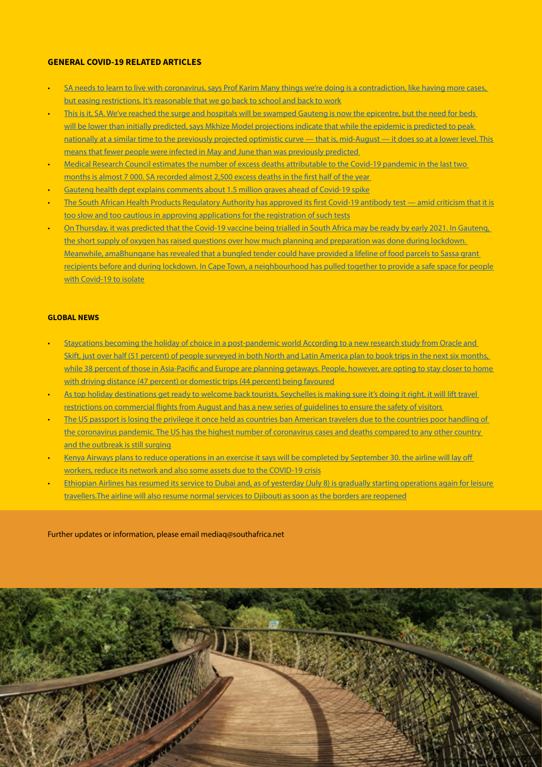**GENERAL COVID-19 RELATED ARTICLES**

- SA needs to learn to live with coronavirus, says Prof Karim Many things we're doing is a contradiction, like having more cases, but easing restrictions. It's reasonable that we go back to school and back to work
- This is it, SA. We've reached the surge and hospitals will be swamped Gauteng is now the epicentre, but the need for beds will be lower than initially predicted, says Mkhize Model projections indicate that while the epidemic is predicted to peak nationally at a similar time to the previously projected optimistic curve — that is, mid-August — it does so at a lower level. This means that fewer people were infected in May and June than was previously predicted
- Medical Research Council estimates the number of excess deaths attributable to the Covid-19 pandemic in the last two months is almost 7 000. SA recorded almost 2,500 excess deaths in the first half of the year
- Gauteng health dept explains comments about 1.5 million graves ahead of Covid-19 spike
- The South African Health Products Regulatory Authority has approved its first Covid-19 antibody test — amid criticism that it is too slow and too cautious in approving applications for the registration of such tests
- On Thursday, it was predicted that the Covid-19 vaccine being trialled in South Africa may be ready by early 2021. In Gauteng, the short supply of oxygen has raised questions over how much planning and preparation was done during lockdown. Meanwhile, amaBhungane has revealed that a bungled tender could have provided a lifeline of food parcels to Sassa grant recipients before and during lockdown. In Cape Town, a neighbourhood has pulled together to provide a safe space for people with Covid-19 to isolate

**GLOBAL NEWS**

- Staycations becoming the holiday of choice in a post-pandemic world According to a new research study from Oracle and Skift, just over half (51 percent) of people surveyed in both North and Latin America plan to book trips in the next six months, while 38 percent of those in Asia-Pacific and Europe are planning getaways. People, however, are opting to stay closer to home with driving distance (47 percent) or domestic trips (44 percent) being favoured
- As top holiday destinations get ready to welcome back tourists, Seychelles is making sure it's doing it right. it will lift travel restrictions on commercial flights from August and has a new series of guidelines to ensure the safety of visitors
- The US passport is losing the privilege it once held as countries ban American travelers due to the countries poor handling of the coronavirus pandemic. The US has the highest number of coronavirus cases and deaths compared to any other country and the outbreak is still surging
- Kenya Airways plans to reduce operations in an exercise it says will be completed by September 30. the airline will lay off workers, reduce its network and also some assets due to the COVID-19 crisis
- Ethiopian Airlines has resumed its service to Dubai and, as of yesterday (July 8) is gradually starting operations again for leisure travellers.The airline will also resume normal services to Djibouti as soon as the borders are reopened

Further updates or information, please email mediaq@southafrica.net